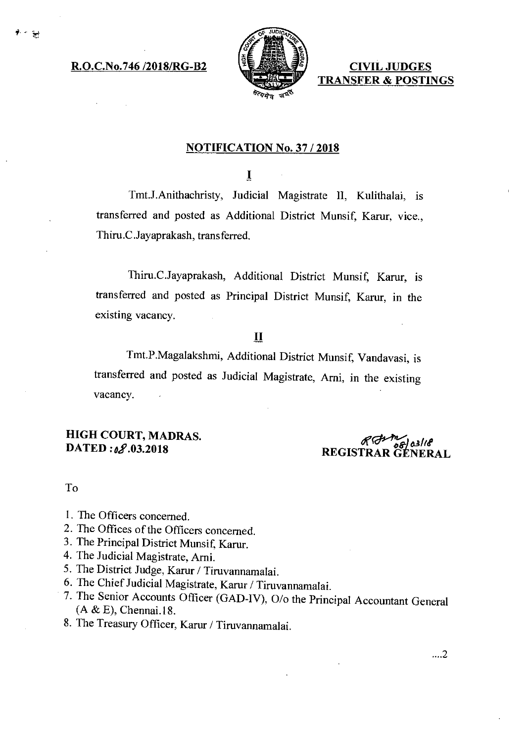**R.O.C.No.746 /2018/RG-B2**

**CIVIL JUDGES TRANSFER & POSTINGS**

## NOTIFICATION No. 37 / 2018

**I**

Tmt.J.Anithachristy, Judicial Magistrate II, Kulithalai, is transferred and posted as Additional District Munsif, Karur, vice., Thiru.C.Jayaprakash, transferred.

Thiru.C.Jayaprakash, Additional District Munsif, Karur, is transferred and posted as Principal District Munsif, Karur, in the existing vacancy.

**II**

Tmt.P.Magalakshmi, Additional District Munsif, Vandavasi, is transferred and posted as Judicial Magistrate, Arni, in the existing vacancy.

**HIGH COURT, MADRAS.**
**DATED : 08.03.2018**

08/03/18
**REGISTRAR GENERAL**

To

1. The Officers concerned.
2. The Offices of the Officers concerned.
3. The Principal District Munsif, Karur.
4. The Judicial Magistrate, Arni.
5. The District Judge, Karur / Tiruvannamalai.
6. The Chief Judicial Magistrate, Karur / Tiruvannamalai.
7. The Senior Accounts Officer (GAD-IV), O/o the Principal Accountant General (A & E), Chennai.18.
8. The Treasury Officer, Karur / Tiruvannamalai.

....2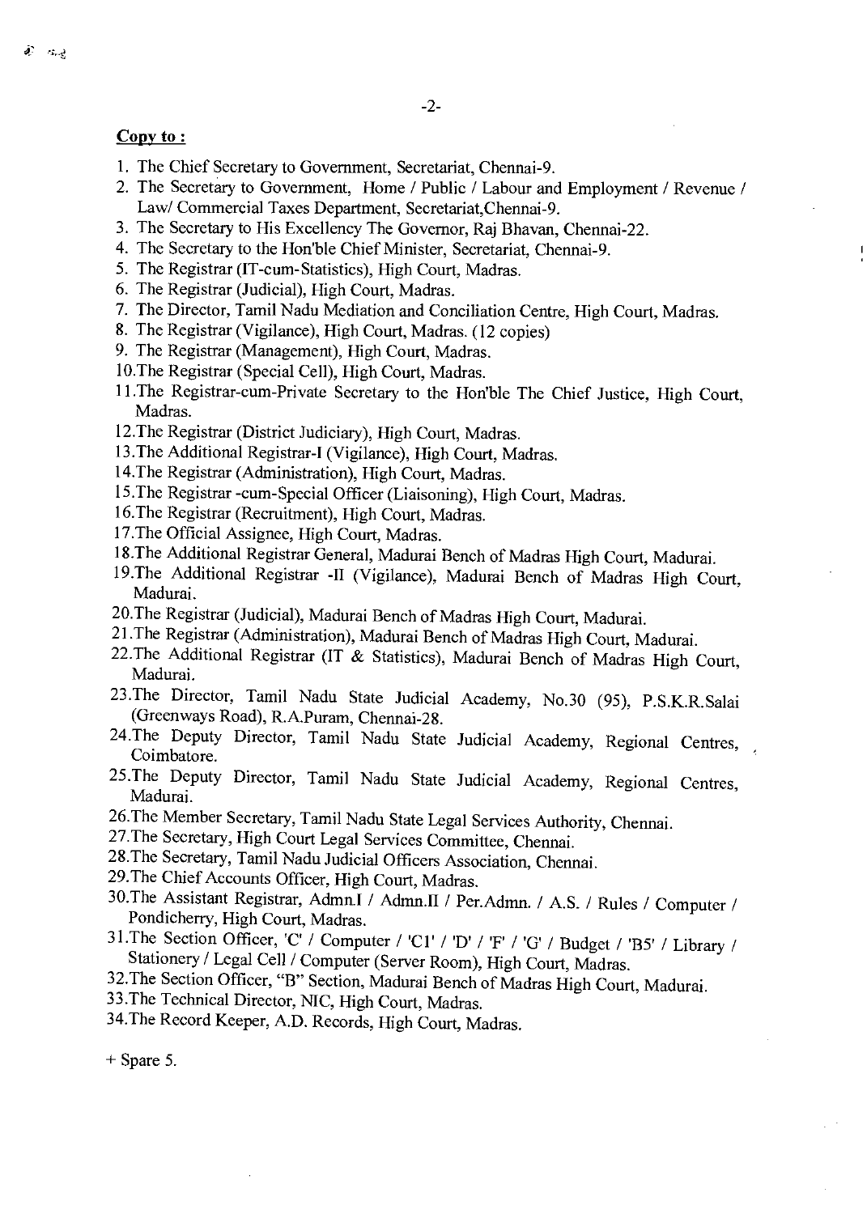**Copy to :**

1. The Chief Secretary to Government, Secretariat, Chennai-9.
2. The Secretary to Government, Home / Public / Labour and Employment / Revenue / Law/ Commercial Taxes Department, Secretariat,Chennai-9.
3. The Secretary to His Excellency The Governor, Raj Bhavan, Chennai-22.
4. The Secretary to the Hon'ble Chief Minister, Secretariat, Chennai-9.
5. The Registrar (IT-cum-Statistics), High Court, Madras.
6. The Registrar (Judicial), High Court, Madras.
7. The Director, Tamil Nadu Mediation and Conciliation Centre, High Court, Madras.
8. The Registrar (Vigilance), High Court, Madras. (12 copies)
9. The Registrar (Management), High Court, Madras.
10. The Registrar (Special Cell), High Court, Madras.
11. The Registrar-cum-Private Secretary to the Hon'ble The Chief Justice, High Court, Madras.
12. The Registrar (District Judiciary), High Court, Madras.
13. The Additional Registrar-I (Vigilance), High Court, Madras.
14. The Registrar (Administration), High Court, Madras.
15. The Registrar -cum-Special Officer (Liaisoning), High Court, Madras.
16. The Registrar (Recruitment), High Court, Madras.
17. The Official Assignee, High Court, Madras.
18. The Additional Registrar General, Madurai Bench of Madras High Court, Madurai.
19. The Additional Registrar -II (Vigilance), Madurai Bench of Madras High Court, Madurai.
20. The Registrar (Judicial), Madurai Bench of Madras High Court, Madurai.
21. The Registrar (Administration), Madurai Bench of Madras High Court, Madurai.
22. The Additional Registrar (IT & Statistics), Madurai Bench of Madras High Court, Madurai.
23. The Director, Tamil Nadu State Judicial Academy, No.30 (95), P.S.K.R.Salai (Greenways Road), R.A.Puram, Chennai-28.
24. The Deputy Director, Tamil Nadu State Judicial Academy, Regional Centres, Coimbatore.
25. The Deputy Director, Tamil Nadu State Judicial Academy, Regional Centres, Madurai.
26. The Member Secretary, Tamil Nadu State Legal Services Authority, Chennai.
27. The Secretary, High Court Legal Services Committee, Chennai.
28. The Secretary, Tamil Nadu Judicial Officers Association, Chennai.
29. The Chief Accounts Officer, High Court, Madras.
30. The Assistant Registrar, Admn.I / Admn.II / Per.Admn. / A.S. / Rules / Computer / Pondicherry, High Court, Madras.
31. The Section Officer, 'C' / Computer / 'C1' / 'D' / 'F' / 'G' / Budget / 'B5' / Library / Stationery / Legal Cell / Computer (Server Room), High Court, Madras.
32. The Section Officer, "B" Section, Madurai Bench of Madras High Court, Madurai.
33. The Technical Director, NIC, High Court, Madras.
34. The Record Keeper, A.D. Records, High Court, Madras.

+ Spare 5.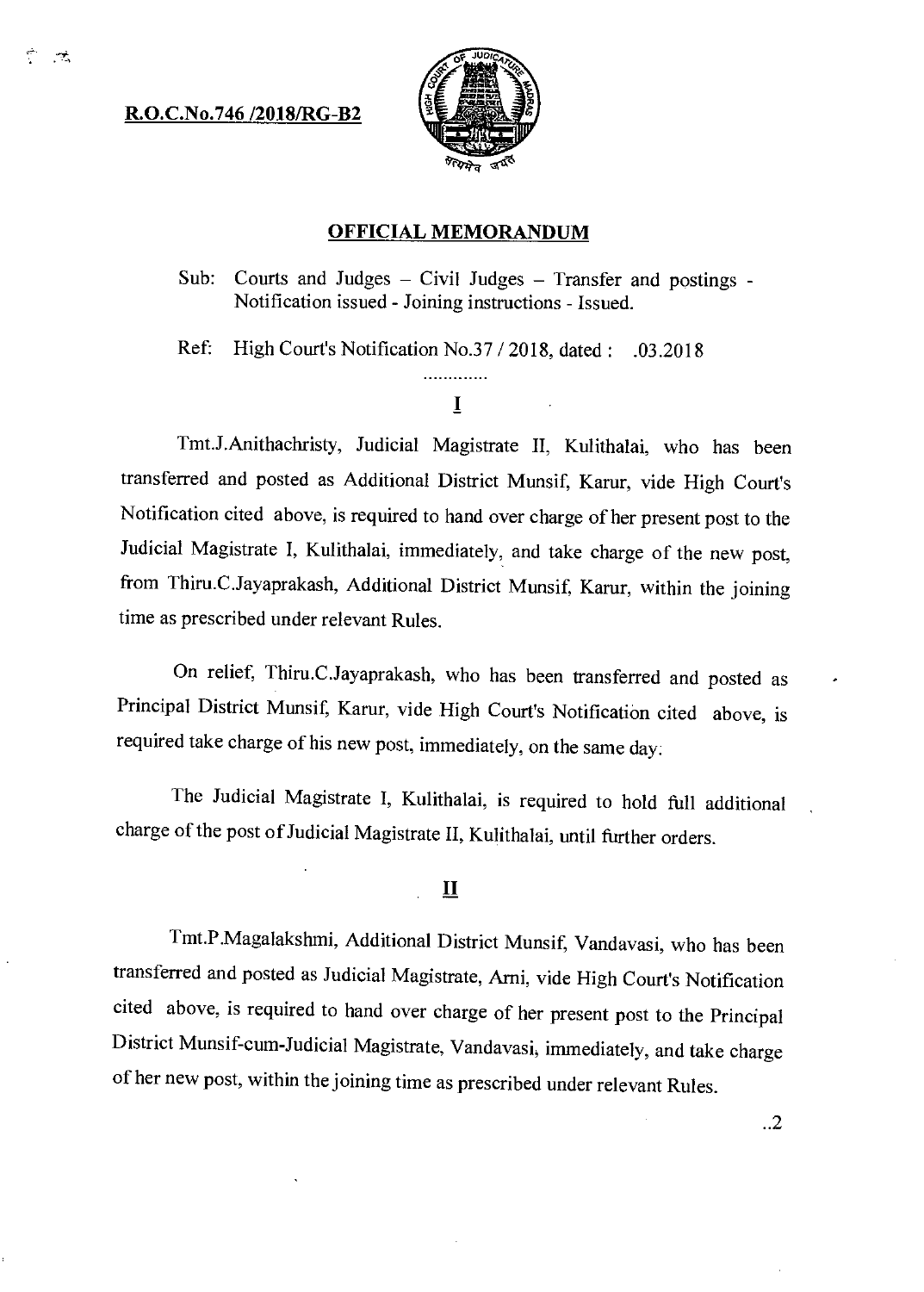**R.O.C.No.746 /2018/RG-B2**

## OFFICIAL MEMORANDUM

Sub: Courts and Judges – Civil Judges – Transfer and postings - Notification issued - Joining instructions - Issued.

Ref: High Court's Notification No.37 / 2018, dated : .03.2018

.............

### I

Tmt.J.Anithachristy, Judicial Magistrate II, Kulithalai, who has been transferred and posted as Additional District Munsif, Karur, vide High Court's Notification cited above, is required to hand over charge of her present post to the Judicial Magistrate I, Kulithalai, immediately, and take charge of the new post, from Thiru.C.Jayaprakash, Additional District Munsif, Karur, within the joining time as prescribed under relevant Rules.

On relief, Thiru.C.Jayaprakash, who has been transferred and posted as Principal District Munsif, Karur, vide High Court's Notification cited above, is required take charge of his new post, immediately, on the same day.

The Judicial Magistrate I, Kulithalai, is required to hold full additional charge of the post of Judicial Magistrate II, Kulithalai, until further orders.

### II

Tmt.P.Magalakshmi, Additional District Munsif, Vandavasi, who has been transferred and posted as Judicial Magistrate, Arni, vide High Court's Notification cited above, is required to hand over charge of her present post to the Principal District Munsif-cum-Judicial Magistrate, Vandavasi, immediately, and take charge of her new post, within the joining time as prescribed under relevant Rules.

..2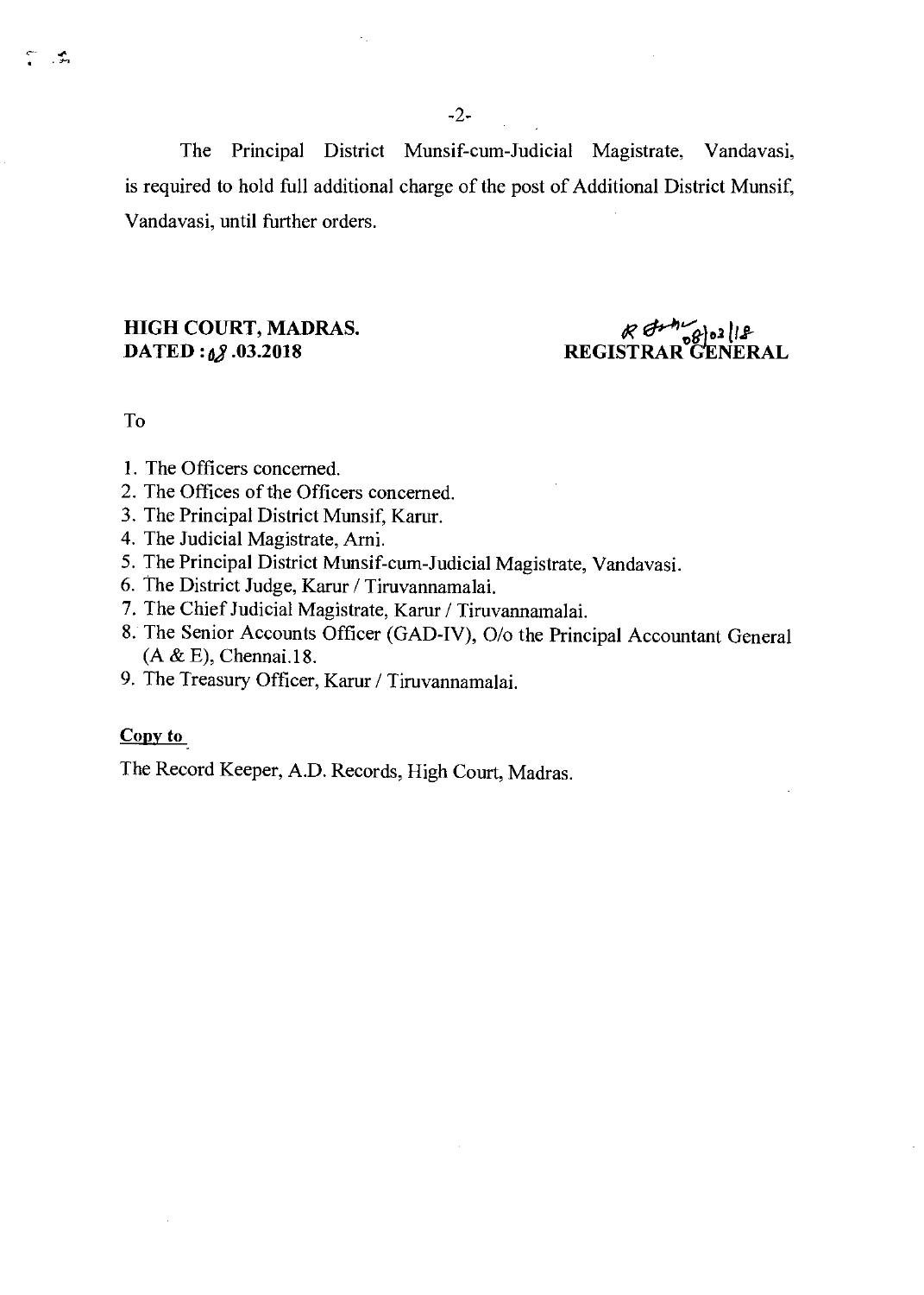The Principal District Munsif-cum-Judicial Magistrate, Vandavasi, is required to hold full additional charge of the post of Additional District Munsif, Vandavasi, until further orders.

**HIGH COURT, MADRAS.**
**DATED : 08.03.2018**

08/03/18
**REGISTRAR GENERAL**

To

1. The Officers concerned.
2. The Offices of the Officers concerned.
3. The Principal District Munsif, Karur.
4. The Judicial Magistrate, Arni.
5. The Principal District Munsif-cum-Judicial Magistrate, Vandavasi.
6. The District Judge, Karur / Tiruvannamalai.
7. The Chief Judicial Magistrate, Karur / Tiruvannamalai.
8. The Senior Accounts Officer (GAD-IV), O/o the Principal Accountant General (A & E), Chennai.18.
9. The Treasury Officer, Karur / Tiruvannamalai.

**Copy to**

The Record Keeper, A.D. Records, High Court, Madras.